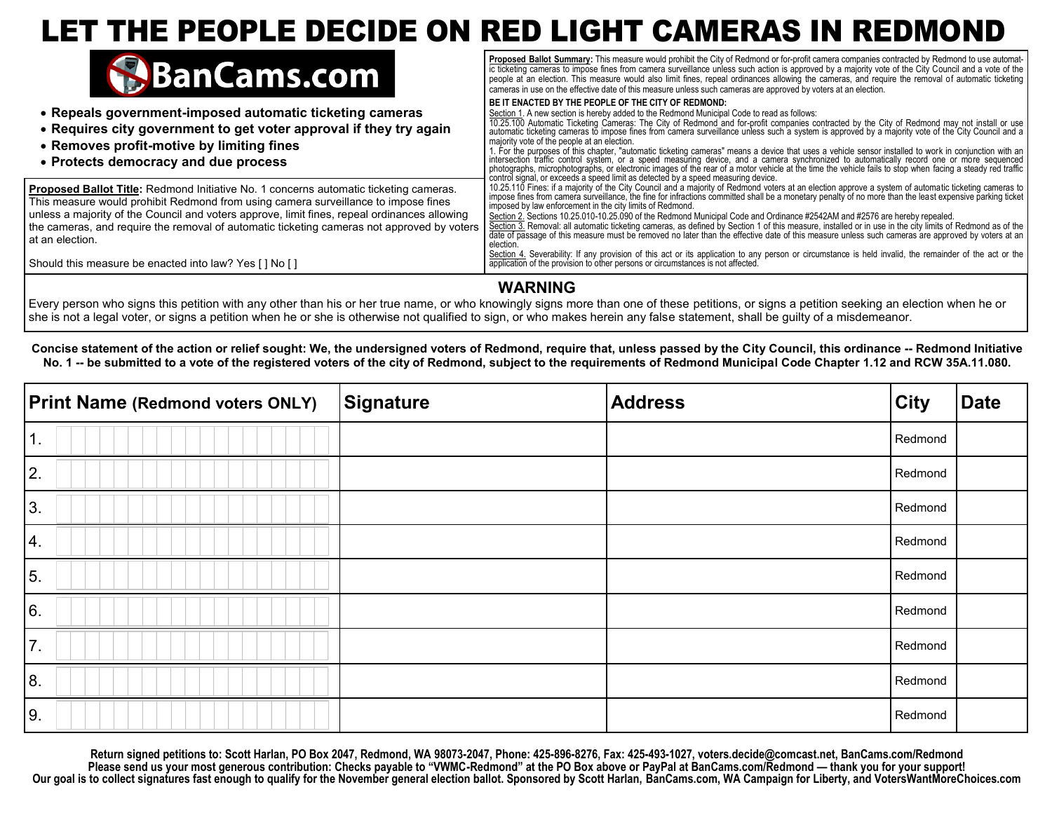# LET THE PEOPLE DECIDE ON RED LIGHT CAMERAS IN REDMOND

BanCams.com

- **Repeals government-imposed automatic ticketing cameras**
- **Requires city government to get voter approval if they try again**
- **Removes profit-motive by limiting fines**
- **Protects democracy and due process**

**Proposed Ballot Title:** Redmond Initiative No. 1 concerns automatic ticketing cameras. This measure would prohibit Redmond from using camera surveillance to impose fines unless a majority of the Council and voters approve, limit fines, repeal ordinances allowing the cameras, and require the removal of automatic ticketing cameras not approved by voters at an election.

Should this measure be enacted into law? Yes [ ] No [ ]

**Proposed Ballot Summary:** This measure would prohibit the City of Redmond or for-profit camera companies contracted by Redmond to use automatic ticketing cameras to impose fines from camera surveillance unless such action is approved by a majority vote of the City Council and a vote of the people at an election. This measure would also limit fines, repeal ordinances allowing the cameras, and require the removal of automatic ticketing cameras in use on the effective date of this measure unless such cameras are approved by voters at an election.

**BE IT ENACTED BY THE PEOPLE OF THE CITY OF REDMOND:**

Section 1. A new section is hereby added to the Redmond Municipal Code to read as follows:

10.25.100 Automatic Ticketing Cameras: The City of Redmond and for-profit companies contracted by the City of Redmond may not install or use automatic ticketing cameras to impose fines from camera surveillance unless such a system is approved by a majority vote of the City Council and a majority vote of the people at an election.

1. For the purposes of this chapter, "automatic ticketing cameras" means a device that uses a vehicle sensor installed to work in conjunction with an intersection traffic control system, or a speed measuring device, and a camera synchronized to automatically record one or more sequenced photographs, microphotographs, or electronic images of the rear of a motor vehicle at the time the vehicle fails to stop when facing a steady red traffic control signal, or exceeds a speed limit as detected by a speed measuring device.

10.25.110 Fines: if a majority of the City Council and a majority of Redmond voters at an election approve a system of automatic ticketing cameras to impose fines from camera surveillance, the fine for infractions committed shall be a monetary penalty of no more than the least expensive parking ticket imposed by law enforcement in the city limits of Redmond.

Section 2. Sections 10.25.010-10.25.090 of the Redmond Municipal Code and Ordinance #2542AM and #2576 are hereby repealed.

Section 3. Removal: all automatic ticketing cameras, as defined by Section 1 of this measure, installed or in use in the city limits of Redmond as of the date of passage of this measure must be removed no later than the effective date of this measure unless such cameras are approved by voters at an election.

Section 4. Severability: If any provision of this act or its application to any person or circumstance is held invalid, the remainder of the act or the application of the provision to other persons or circumstances is not affected.

## WARNING

Every person who signs this petition with any other than his or her true name, or who knowingly signs more than one of these petitions, or signs a petition seeking an election when he or she is not a legal voter, or signs a petition when he or she is otherwise not qualified to sign, or who makes herein any false statement, shall be guilty of a misdemeanor.

**Concise statement of the action or relief sought: We, the undersigned voters of Redmond, require that, unless passed by the City Council, this ordinance -- Redmond Initiative No. 1 -- be submitted to a vote of the registered voters of the city of Redmond, subject to the requirements of Redmond Municipal Code Chapter 1.12 and RCW 35A.11.080.**

| Print Name (Redmond voters ONLY) | Signature | Address | City | Date |
|---|---|---|---|---|
| 1. | | | Redmond | |
| 2. | | | Redmond | |
| 3. | | | Redmond | |
| 4. | | | Redmond | |
| 5. | | | Redmond | |
| 6. | | | Redmond | |
| 7. | | | Redmond | |
| 8. | | | Redmond | |
| 9. | | | Redmond | |

**Return signed petitions to: Scott Harlan, PO Box 2047, Redmond, WA 98073-2047, Phone: 425-896-8276, Fax: 425-493-1027, voters.decide@comcast.net, BanCams.com/Redmond**
**Please send us your most generous contribution: Checks payable to "VWMC-Redmond" at the PO Box above or PayPal at BanCams.com/Redmond — thank you for your support!**
**Our goal is to collect signatures fast enough to qualify for the November general election ballot. Sponsored by Scott Harlan, BanCams.com, WA Campaign for Liberty, and VotersWantMoreChoices.com**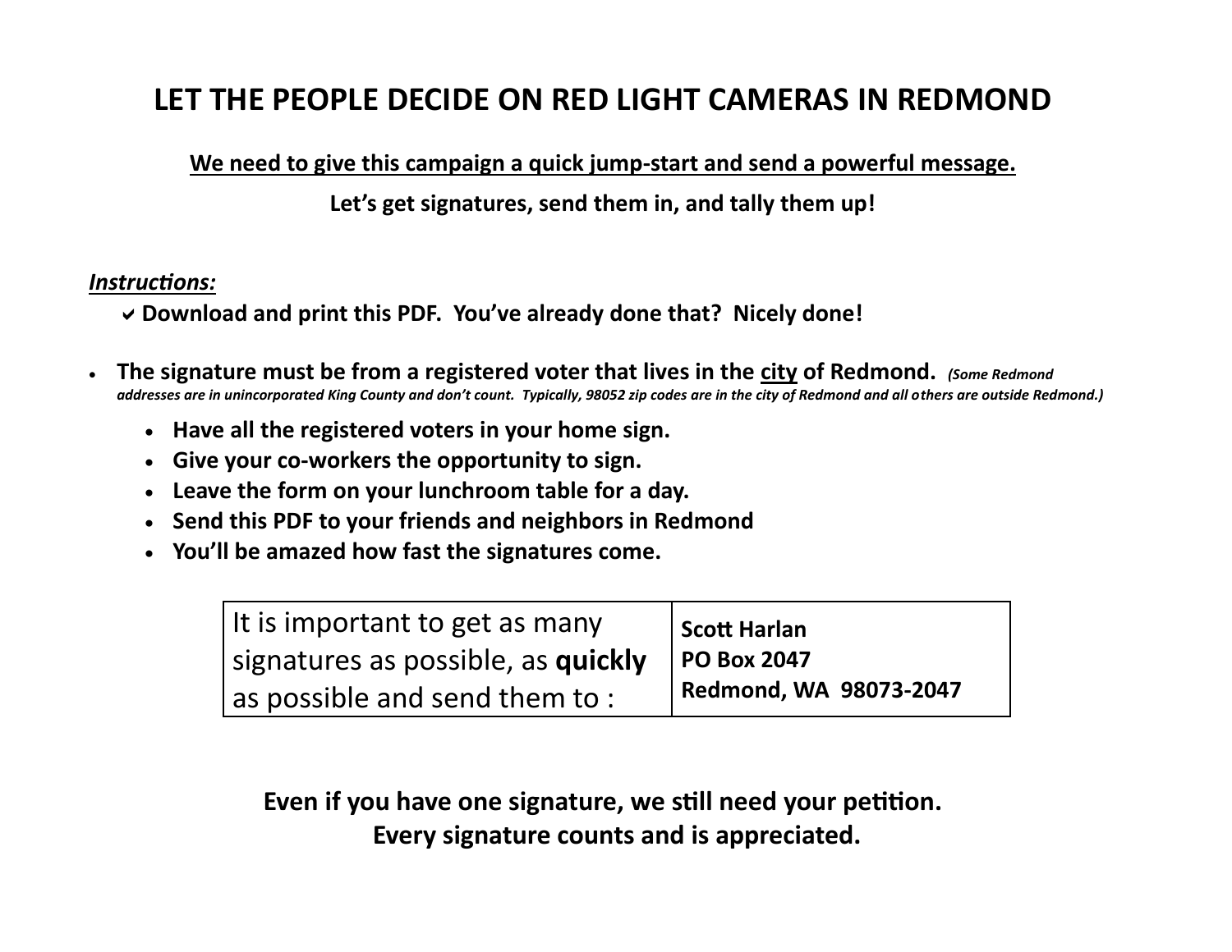# LET THE PEOPLE DECIDE ON RED LIGHT CAMERAS IN REDMOND

**<u>We need to give this campaign a quick jump-start and send a powerful message.</u>**

**Let's get signatures, send them in, and tally them up!**

***<u>Instructions:</u>***

- ✔ **Download and print this PDF. You've already done that? Nicely done!**

- **The signature must be from a registered voter that lives in the <u>city</u> of Redmond.** ***(Some Redmond addresses are in unincorporated King County and don't count. Typically, 98052 zip codes are in the city of Redmond and all others are outside Redmond.)***
  - **Have all the registered voters in your home sign.**
  - **Give your co-workers the opportunity to sign.**
  - **Leave the form on your lunchroom table for a day.**
  - **Send this PDF to your friends and neighbors in Redmond**
  - **You'll be amazed how fast the signatures come.**

| | |
|---|---|
| It is important to get as many signatures as possible, as **quickly** as possible and send them to : | **Scott Harlan**<br>**PO Box 2047**<br>**Redmond, WA 98073-2047** |

**Even if you have one signature, we still need your petition.**
**Every signature counts and is appreciated.**